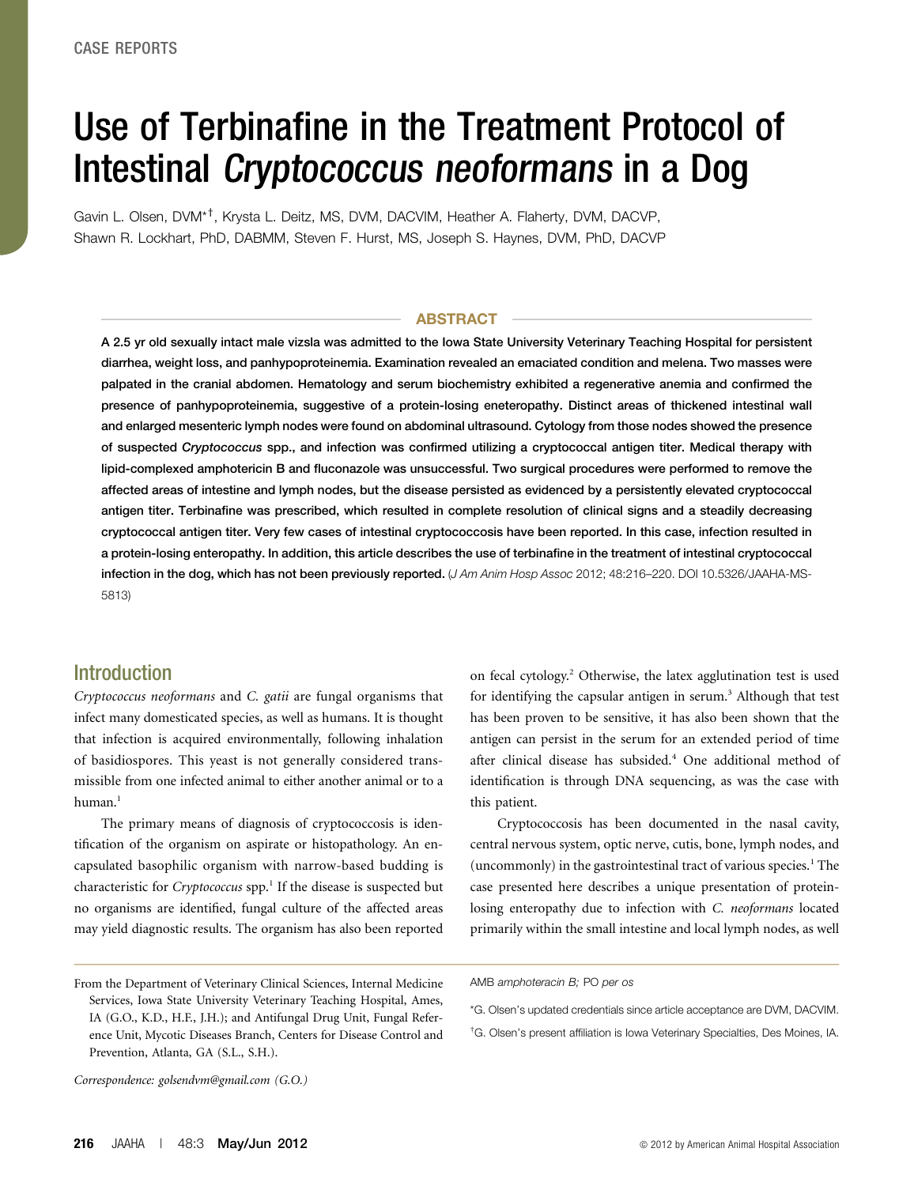CASE REPORTS

# Use of Terbinafine in the Treatment Protocol of Intestinal *Cryptococcus neoformans* in a Dog

Gavin L. Olsen, DVM*†, Krysta L. Deitz, MS, DVM, DACVIM, Heather A. Flaherty, DVM, DACVP, Shawn R. Lockhart, PhD, DABMM, Steven F. Hurst, MS, Joseph S. Haynes, DVM, PhD, DACVP

## ABSTRACT

**A 2.5 yr old sexually intact male vizsla was admitted to the Iowa State University Veterinary Teaching Hospital for persistent diarrhea, weight loss, and panhypoproteinemia. Examination revealed an emaciated condition and melena. Two masses were palpated in the cranial abdomen. Hematology and serum biochemistry exhibited a regenerative anemia and confirmed the presence of panhypoproteinemia, suggestive of a protein-losing eneteropathy. Distinct areas of thickened intestinal wall and enlarged mesenteric lymph nodes were found on abdominal ultrasound. Cytology from those nodes showed the presence of suspected *Cryptococcus* spp., and infection was confirmed utilizing a cryptococcal antigen titer. Medical therapy with lipid-complexed amphotericin B and fluconazole was unsuccessful. Two surgical procedures were performed to remove the affected areas of intestine and lymph nodes, but the disease persisted as evidenced by a persistently elevated cryptococcal antigen titer. Terbinafine was prescribed, which resulted in complete resolution of clinical signs and a steadily decreasing cryptococcal antigen titer. Very few cases of intestinal cryptococcosis have been reported. In this case, infection resulted in a protein-losing enteropathy. In addition, this article describes the use of terbinafine in the treatment of intestinal cryptococcal infection in the dog, which has not been previously reported.** (*J Am Anim Hosp Assoc* 2012; 48:216–220. DOI 10.5326/JAAHA-MS-5813)

## Introduction

*Cryptococcus neoformans* and *C. gatii* are fungal organisms that infect many domesticated species, as well as humans. It is thought that infection is acquired environmentally, following inhalation of basidiospores. This yeast is not generally considered transmissible from one infected animal to either another animal or to a human.[1]

The primary means of diagnosis of cryptococcosis is identification of the organism on aspirate or histopathology. An encapsulated basophilic organism with narrow-based budding is characteristic for *Cryptococcus* spp.[1] If the disease is suspected but no organisms are identified, fungal culture of the affected areas may yield diagnostic results. The organism has also been reported on fecal cytology.[2] Otherwise, the latex agglutination test is used for identifying the capsular antigen in serum.[3] Although that test has been proven to be sensitive, it has also been shown that the antigen can persist in the serum for an extended period of time after clinical disease has subsided.[4] One additional method of identification is through DNA sequencing, as was the case with this patient.

Cryptococcosis has been documented in the nasal cavity, central nervous system, optic nerve, cutis, bone, lymph nodes, and (uncommonly) in the gastrointestinal tract of various species.[1] The case presented here describes a unique presentation of protein-losing enteropathy due to infection with *C. neoformans* located primarily within the small intestine and local lymph nodes, as well

From the Department of Veterinary Clinical Sciences, Internal Medicine Services, Iowa State University Veterinary Teaching Hospital, Ames, IA (G.O., K.D., H.F., J.H.); and Antifungal Drug Unit, Fungal Reference Unit, Mycotic Diseases Branch, Centers for Disease Control and Prevention, Atlanta, GA (S.L., S.H.).

*Correspondence: golsendvm@gmail.com (G.O.)*

AMB *amphoteracin B;* PO *per os*

*G. Olsen's updated credentials since article acceptance are DVM, DACVIM.

†G. Olsen's present affiliation is Iowa Veterinary Specialties, Des Moines, IA.

© 2012 by American Animal Hospital Association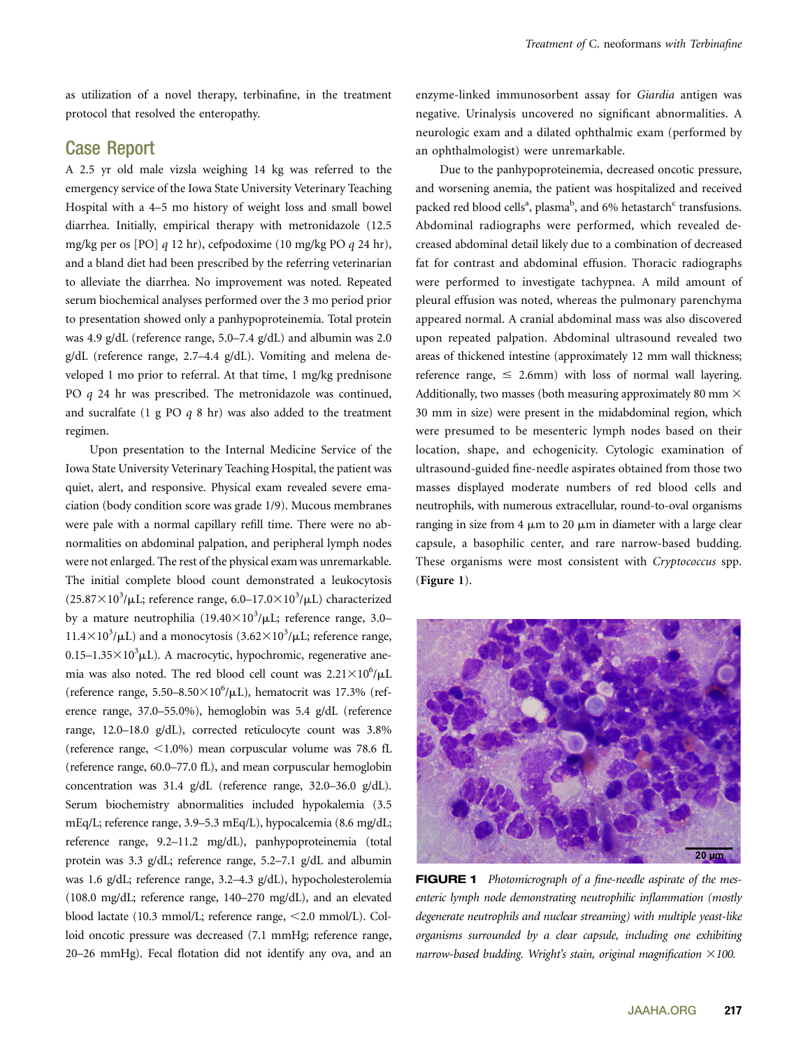as utilization of a novel therapy, terbinafine, in the treatment protocol that resolved the enteropathy.

## Case Report

A 2.5 yr old male vizsla weighing 14 kg was referred to the emergency service of the Iowa State University Veterinary Teaching Hospital with a 4–5 mo history of weight loss and small bowel diarrhea. Initially, empirical therapy with metronidazole (12.5 mg/kg per os [PO] *q* 12 hr), cefpodoxime (10 mg/kg PO *q* 24 hr), and a bland diet had been prescribed by the referring veterinarian to alleviate the diarrhea. No improvement was noted. Repeated serum biochemical analyses performed over the 3 mo period prior to presentation showed only a panhypoproteinemia. Total protein was 4.9 g/dL (reference range, 5.0–7.4 g/dL) and albumin was 2.0 g/dL (reference range, 2.7–4.4 g/dL). Vomiting and melena developed 1 mo prior to referral. At that time, 1 mg/kg prednisone PO *q* 24 hr was prescribed. The metronidazole was continued, and sucralfate (1 g PO *q* 8 hr) was also added to the treatment regimen.

Upon presentation to the Internal Medicine Service of the Iowa State University Veterinary Teaching Hospital, the patient was quiet, alert, and responsive. Physical exam revealed severe emaciation (body condition score was grade 1/9). Mucous membranes were pale with a normal capillary refill time. There were no abnormalities on abdominal palpation, and peripheral lymph nodes were not enlarged. The rest of the physical exam was unremarkable. The initial complete blood count demonstrated a leukocytosis ($25.87 \times 10^3/\mu L$; reference range, $6.0–17.0 \times 10^3/\mu L$) characterized by a mature neutrophilia ($19.40 \times 10^3/\mu L$; reference range, $3.0–11.4 \times 10^3/\mu L$) and a monocytosis ($3.62 \times 10^3/\mu L$; reference range, $0.15–1.35 \times 10^3 \mu L$). A macrocytic, hypochromic, regenerative anemia was also noted. The red blood cell count was $2.21 \times 10^6/\mu L$ (reference range, $5.50–8.50 \times 10^6/\mu L$), hematocrit was 17.3% (reference range, 37.0–55.0%), hemoglobin was 5.4 g/dL (reference range, 12.0–18.0 g/dL), corrected reticulocyte count was 3.8% (reference range, <1.0%) mean corpuscular volume was 78.6 fL (reference range, 60.0–77.0 fL), and mean corpuscular hemoglobin concentration was 31.4 g/dL (reference range, 32.0–36.0 g/dL). Serum biochemistry abnormalities included hypokalemia (3.5 mEq/L; reference range, 3.9–5.3 mEq/L), hypocalcemia (8.6 mg/dL; reference range, 9.2–11.2 mg/dL), panhypoproteinemia (total protein was 3.3 g/dL; reference range, 5.2–7.1 g/dL and albumin was 1.6 g/dL; reference range, 3.2–4.3 g/dL), hypocholesterolemia (108.0 mg/dL; reference range, 140–270 mg/dL), and an elevated blood lactate (10.3 mmol/L; reference range, <2.0 mmol/L). Colloid oncotic pressure was decreased (7.1 mmHg; reference range, 20–26 mmHg). Fecal flotation did not identify any ova, and an enzyme-linked immunosorbent assay for *Giardia* antigen was negative. Urinalysis uncovered no significant abnormalities. A neurologic exam and a dilated ophthalmic exam (performed by an ophthalmologist) were unremarkable.

Due to the panhypoproteinemia, decreased oncotic pressure, and worsening anemia, the patient was hospitalized and received packed red blood cells[a], plasma[b], and 6% hetastarch[c] transfusions. Abdominal radiographs were performed, which revealed decreased abdominal detail likely due to a combination of decreased fat for contrast and abdominal effusion. Thoracic radiographs were performed to investigate tachypnea. A mild amount of pleural effusion was noted, whereas the pulmonary parenchyma appeared normal. A cranial abdominal mass was also discovered upon repeated palpation. Abdominal ultrasound revealed two areas of thickened intestine (approximately 12 mm wall thickness; reference range, ≤ 2.6mm) with loss of normal wall layering. Additionally, two masses (both measuring approximately 80 mm × 30 mm in size) were present in the midabdominal region, which were presumed to be mesenteric lymph nodes based on their location, shape, and echogenicity. Cytologic examination of ultrasound-guided fine-needle aspirates obtained from those two masses displayed moderate numbers of red blood cells and neutrophils, with numerous extracellular, round-to-oval organisms ranging in size from 4 μm to 20 μm in diameter with a large clear capsule, a basophilic center, and rare narrow-based budding. These organisms were most consistent with *Cryptococcus* spp. (**Figure 1**).

**FIGURE 1** *Photomicrograph of a fine-needle aspirate of the mesenteric lymph node demonstrating neutrophilic inflammation (mostly degenerate neutrophils and nuclear streaming) with multiple yeast-like organisms surrounded by a clear capsule, including one exhibiting narrow-based budding. Wright's stain, original magnification ×100.*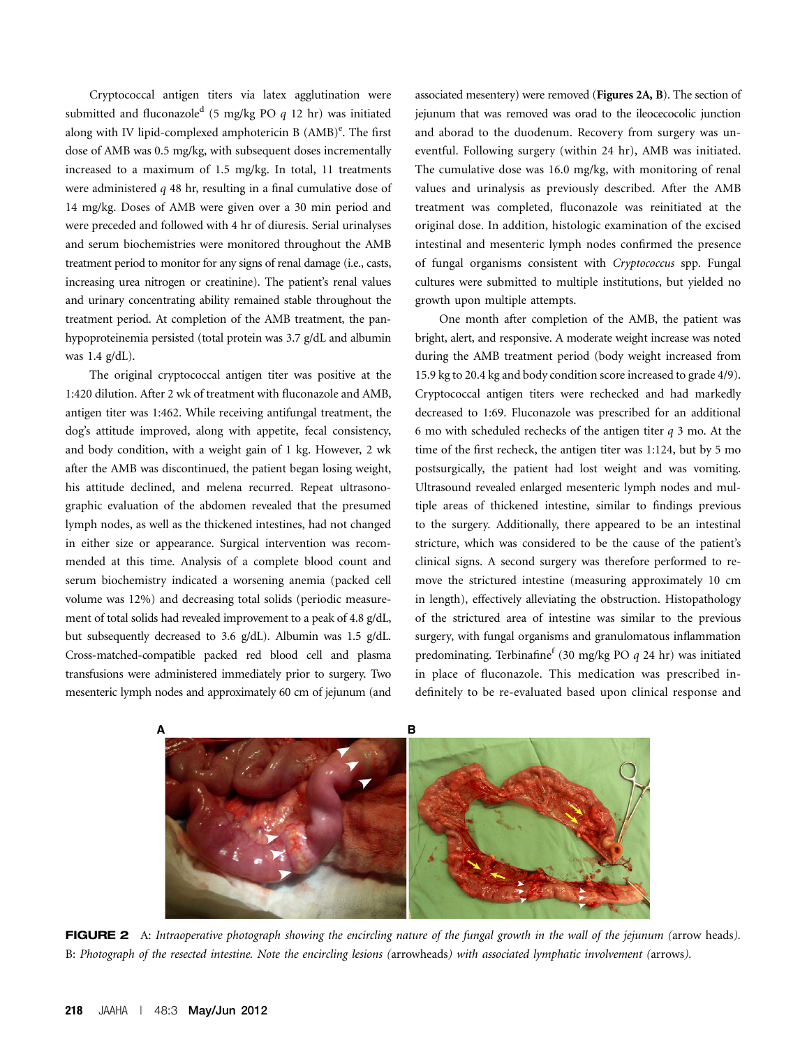Cryptococcal antigen titers via latex agglutination were submitted and fluconazole[d] (5 mg/kg PO *q* 12 hr) was initiated along with IV lipid-complexed amphotericin B (AMB)[e]. The first dose of AMB was 0.5 mg/kg, with subsequent doses incrementally increased to a maximum of 1.5 mg/kg. In total, 11 treatments were administered *q* 48 hr, resulting in a final cumulative dose of 14 mg/kg. Doses of AMB were given over a 30 min period and were preceded and followed with 4 hr of diuresis. Serial urinalyses and serum biochemistries were monitored throughout the AMB treatment period to monitor for any signs of renal damage (i.e., casts, increasing urea nitrogen or creatinine). The patient's renal values and urinary concentrating ability remained stable throughout the treatment period. At completion of the AMB treatment, the panhypoproteinemia persisted (total protein was 3.7 g/dL and albumin was 1.4 g/dL).

The original cryptococcal antigen titer was positive at the 1:420 dilution. After 2 wk of treatment with fluconazole and AMB, antigen titer was 1:462. While receiving antifungal treatment, the dog's attitude improved, along with appetite, fecal consistency, and body condition, with a weight gain of 1 kg. However, 2 wk after the AMB was discontinued, the patient began losing weight, his attitude declined, and melena recurred. Repeat ultrasonographic evaluation of the abdomen revealed that the presumed lymph nodes, as well as the thickened intestines, had not changed in either size or appearance. Surgical intervention was recommended at this time. Analysis of a complete blood count and serum biochemistry indicated a worsening anemia (packed cell volume was 12%) and decreasing total solids (periodic measurement of total solids had revealed improvement to a peak of 4.8 g/dL, but subsequently decreased to 3.6 g/dL). Albumin was 1.5 g/dL. Cross-matched-compatible packed red blood cell and plasma transfusions were administered immediately prior to surgery. Two mesenteric lymph nodes and approximately 60 cm of jejunum (and associated mesentery) were removed (**Figures 2A, B**). The section of jejunum that was removed was orad to the ileocecocolic junction and aborad to the duodenum. Recovery from surgery was uneventful. Following surgery (within 24 hr), AMB was initiated. The cumulative dose was 16.0 mg/kg, with monitoring of renal values and urinalysis as previously described. After the AMB treatment was completed, fluconazole was reinitiated at the original dose. In addition, histologic examination of the excised intestinal and mesenteric lymph nodes confirmed the presence of fungal organisms consistent with *Cryptococcus* spp. Fungal cultures were submitted to multiple institutions, but yielded no growth upon multiple attempts.

One month after completion of the AMB, the patient was bright, alert, and responsive. A moderate weight increase was noted during the AMB treatment period (body weight increased from 15.9 kg to 20.4 kg and body condition score increased to grade 4/9). Cryptococcal antigen titers were rechecked and had markedly decreased to 1:69. Fluconazole was prescribed for an additional 6 mo with scheduled rechecks of the antigen titer *q* 3 mo. At the time of the first recheck, the antigen titer was 1:124, but by 5 mo postsurgically, the patient had lost weight and was vomiting. Ultrasound revealed enlarged mesenteric lymph nodes and multiple areas of thickened intestine, similar to findings previous to the surgery. Additionally, there appeared to be an intestinal stricture, which was considered to be the cause of the patient's clinical signs. A second surgery was therefore performed to remove the strictured intestine (measuring approximately 10 cm in length), effectively alleviating the obstruction. Histopathology of the strictured area of intestine was similar to the previous surgery, with fungal organisms and granulomatous inflammation predominating. Terbinafine[f] (30 mg/kg PO *q* 24 hr) was initiated in place of fluconazole. This medication was prescribed indefinitely to be re-evaluated based upon clinical response and

**FIGURE 2** A: *Intraoperative photograph showing the encircling nature of the fungal growth in the wall of the jejunum (*arrow heads*).* B: *Photograph of the resected intestine. Note the encircling lesions (*arrowheads*) with associated lymphatic involvement (*arrows*).*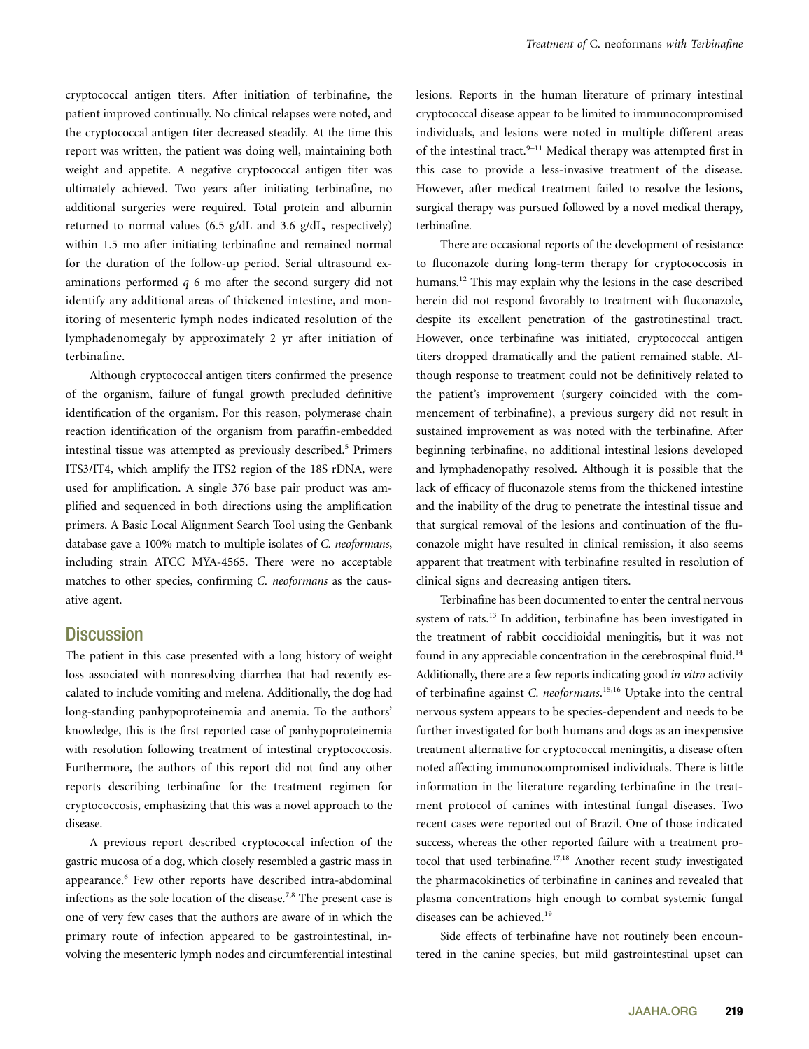cryptococcal antigen titers. After initiation of terbinafine, the patient improved continually. No clinical relapses were noted, and the cryptococcal antigen titer decreased steadily. At the time this report was written, the patient was doing well, maintaining both weight and appetite. A negative cryptococcal antigen titer was ultimately achieved. Two years after initiating terbinafine, no additional surgeries were required. Total protein and albumin returned to normal values (6.5 g/dL and 3.6 g/dL, respectively) within 1.5 mo after initiating terbinafine and remained normal for the duration of the follow-up period. Serial ultrasound examinations performed *q* 6 mo after the second surgery did not identify any additional areas of thickened intestine, and monitoring of mesenteric lymph nodes indicated resolution of the lymphadenomegaly by approximately 2 yr after initiation of terbinafine.

Although cryptococcal antigen titers confirmed the presence of the organism, failure of fungal growth precluded definitive identification of the organism. For this reason, polymerase chain reaction identification of the organism from paraffin-embedded intestinal tissue was attempted as previously described.[5] Primers ITS3/IT4, which amplify the ITS2 region of the 18S rDNA, were used for amplification. A single 376 base pair product was amplified and sequenced in both directions using the amplification primers. A Basic Local Alignment Search Tool using the Genbank database gave a 100% match to multiple isolates of *C. neoformans*, including strain ATCC MYA-4565. There were no acceptable matches to other species, confirming *C. neoformans* as the causative agent.

## Discussion

The patient in this case presented with a long history of weight loss associated with nonresolving diarrhea that had recently escalated to include vomiting and melena. Additionally, the dog had long-standing panhypoproteinemia and anemia. To the authors' knowledge, this is the first reported case of panhypoproteinemia with resolution following treatment of intestinal cryptococcosis. Furthermore, the authors of this report did not find any other reports describing terbinafine for the treatment regimen for cryptococcosis, emphasizing that this was a novel approach to the disease.

A previous report described cryptococcal infection of the gastric mucosa of a dog, which closely resembled a gastric mass in appearance.[6] Few other reports have described intra-abdominal infections as the sole location of the disease.[7,8] The present case is one of very few cases that the authors are aware of in which the primary route of infection appeared to be gastrointestinal, involving the mesenteric lymph nodes and circumferential intestinal lesions. Reports in the human literature of primary intestinal cryptococcal disease appear to be limited to immunocompromised individuals, and lesions were noted in multiple different areas of the intestinal tract.[9–11] Medical therapy was attempted first in this case to provide a less-invasive treatment of the disease. However, after medical treatment failed to resolve the lesions, surgical therapy was pursued followed by a novel medical therapy, terbinafine.

There are occasional reports of the development of resistance to fluconazole during long-term therapy for cryptococcosis in humans.[12] This may explain why the lesions in the case described herein did not respond favorably to treatment with fluconazole, despite its excellent penetration of the gastrotinestinal tract. However, once terbinafine was initiated, cryptococcal antigen titers dropped dramatically and the patient remained stable. Although response to treatment could not be definitively related to the patient's improvement (surgery coincided with the commencement of terbinafine), a previous surgery did not result in sustained improvement as was noted with the terbinafine. After beginning terbinafine, no additional intestinal lesions developed and lymphadenopathy resolved. Although it is possible that the lack of efficacy of fluconazole stems from the thickened intestine and the inability of the drug to penetrate the intestinal tissue and that surgical removal of the lesions and continuation of the fluconazole might have resulted in clinical remission, it also seems apparent that treatment with terbinafine resulted in resolution of clinical signs and decreasing antigen titers.

Terbinafine has been documented to enter the central nervous system of rats.[13] In addition, terbinafine has been investigated in the treatment of rabbit coccidioidal meningitis, but it was not found in any appreciable concentration in the cerebrospinal fluid.[14] Additionally, there are a few reports indicating good *in vitro* activity of terbinafine against *C. neoformans*.[15,16] Uptake into the central nervous system appears to be species-dependent and needs to be further investigated for both humans and dogs as an inexpensive treatment alternative for cryptococcal meningitis, a disease often noted affecting immunocompromised individuals. There is little information in the literature regarding terbinafine in the treatment protocol of canines with intestinal fungal diseases. Two recent cases were reported out of Brazil. One of those indicated success, whereas the other reported failure with a treatment protocol that used terbinafine.[17,18] Another recent study investigated the pharmacokinetics of terbinafine in canines and revealed that plasma concentrations high enough to combat systemic fungal diseases can be achieved.[19]

Side effects of terbinafine have not routinely been encountered in the canine species, but mild gastrointestinal upset can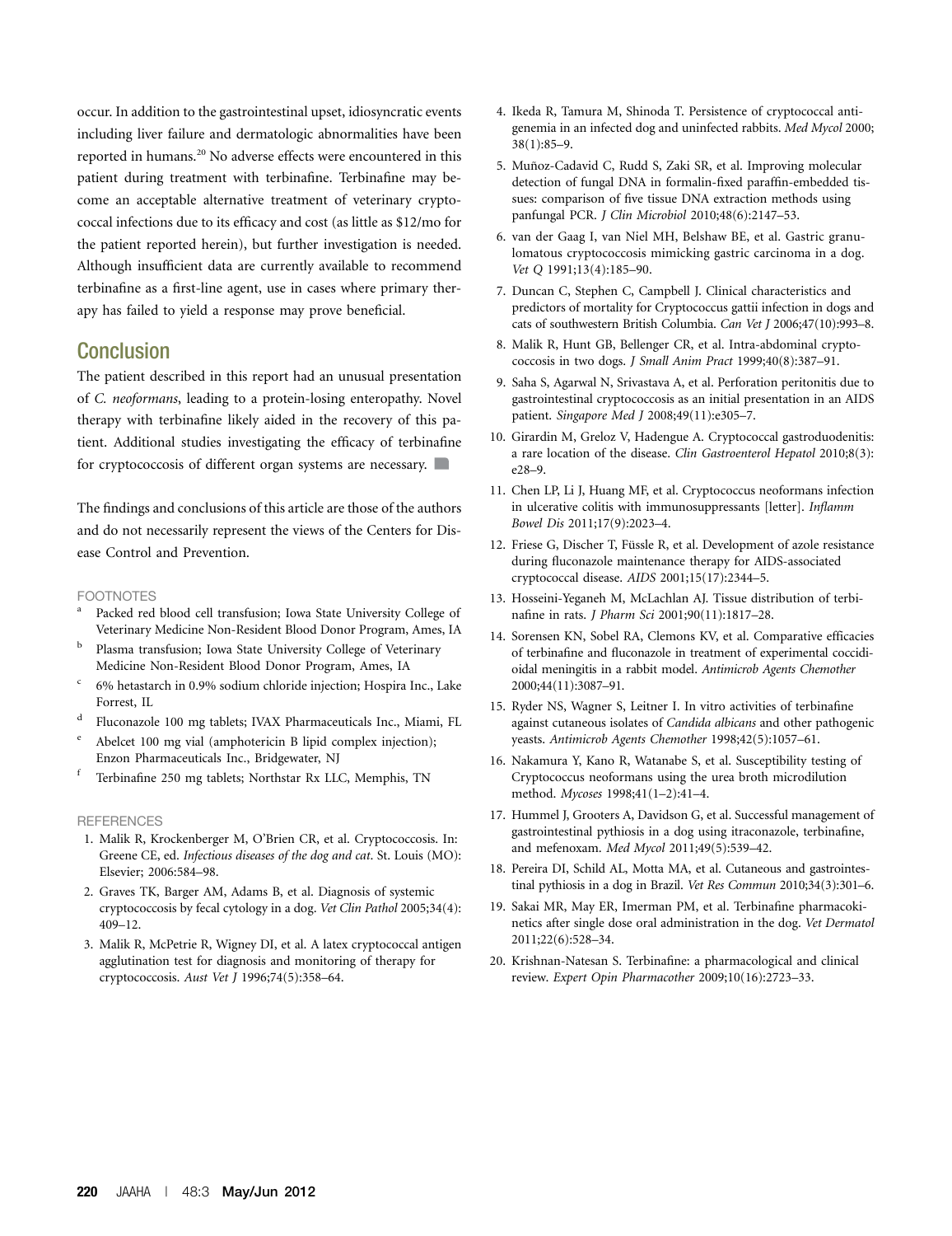occur. In addition to the gastrointestinal upset, idiosyncratic events including liver failure and dermatologic abnormalities have been reported in humans.[20] No adverse effects were encountered in this patient during treatment with terbinafine. Terbinafine may become an acceptable alternative treatment of veterinary cryptococcal infections due to its efficacy and cost (as little as $12/mo for the patient reported herein), but further investigation is needed. Although insufficient data are currently available to recommend terbinafine as a first-line agent, use in cases where primary therapy has failed to yield a response may prove beneficial.

## Conclusion

The patient described in this report had an unusual presentation of *C. neoformans*, leading to a protein-losing enteropathy. Novel therapy with terbinafine likely aided in the recovery of this patient. Additional studies investigating the efficacy of terbinafine for cryptococcosis of different organ systems are necessary.

The findings and conclusions of this article are those of the authors and do not necessarily represent the views of the Centers for Disease Control and Prevention.

### FOOTNOTES

[a] Packed red blood cell transfusion; Iowa State University College of Veterinary Medicine Non-Resident Blood Donor Program, Ames, IA

[b] Plasma transfusion; Iowa State University College of Veterinary Medicine Non-Resident Blood Donor Program, Ames, IA

[c] 6% hetastarch in 0.9% sodium chloride injection; Hospira Inc., Lake Forrest, IL

[d] Fluconazole 100 mg tablets; IVAX Pharmaceuticals Inc., Miami, FL

[e] Abelcet 100 mg vial (amphotericin B lipid complex injection); Enzon Pharmaceuticals Inc., Bridgewater, NJ

[f] Terbinafine 250 mg tablets; Northstar Rx LLC, Memphis, TN

### REFERENCES

1. Malik R, Krockenberger M, O'Brien CR, et al. Cryptococcosis. In: Greene CE, ed. *Infectious diseases of the dog and cat*. St. Louis (MO): Elsevier; 2006:584–98.
2. Graves TK, Barger AM, Adams B, et al. Diagnosis of systemic cryptococcosis by fecal cytology in a dog. *Vet Clin Pathol* 2005;34(4):409–12.
3. Malik R, McPetrie R, Wigney DI, et al. A latex cryptococcal antigen agglutination test for diagnosis and monitoring of therapy for cryptococcosis. *Aust Vet J* 1996;74(5):358–64.
4. Ikeda R, Tamura M, Shinoda T. Persistence of cryptococcal antigenemia in an infected dog and uninfected rabbits. *Med Mycol* 2000;38(1):85–9.
5. Muñoz-Cadavid C, Rudd S, Zaki SR, et al. Improving molecular detection of fungal DNA in formalin-fixed paraffin-embedded tissues: comparison of five tissue DNA extraction methods using panfungal PCR. *J Clin Microbiol* 2010;48(6):2147–53.
6. van der Gaag I, van Niel MH, Belshaw BE, et al. Gastric granulomatous cryptococcosis mimicking gastric carcinoma in a dog. *Vet Q* 1991;13(4):185–90.
7. Duncan C, Stephen C, Campbell J. Clinical characteristics and predictors of mortality for Cryptococcus gattii infection in dogs and cats of southwestern British Columbia. *Can Vet J* 2006;47(10):993–8.
8. Malik R, Hunt GB, Bellenger CR, et al. Intra-abdominal cryptococcosis in two dogs. *J Small Anim Pract* 1999;40(8):387–91.
9. Saha S, Agarwal N, Srivastava A, et al. Perforation peritonitis due to gastrointestinal cryptococcosis as an initial presentation in an AIDS patient. *Singapore Med J* 2008;49(11):e305–7.
10. Girardin M, Greloz V, Hadengue A. Cryptococcal gastroduodenitis: a rare location of the disease. *Clin Gastroenterol Hepatol* 2010;8(3):e28–9.
11. Chen LP, Li J, Huang MF, et al. Cryptococcus neoformans infection in ulcerative colitis with immunosuppressants [letter]. *Inflamm Bowel Dis* 2011;17(9):2023–4.
12. Friese G, Discher T, Füssle R, et al. Development of azole resistance during fluconazole maintenance therapy for AIDS-associated cryptococcal disease. *AIDS* 2001;15(17):2344–5.
13. Hosseini-Yeganeh M, McLachlan AJ. Tissue distribution of terbinafine in rats. *J Pharm Sci* 2001;90(11):1817–28.
14. Sorensen KN, Sobel RA, Clemons KV, et al. Comparative efficacies of terbinafine and fluconazole in treatment of experimental coccidioidal meningitis in a rabbit model. *Antimicrob Agents Chemother* 2000;44(11):3087–91.
15. Ryder NS, Wagner S, Leitner I. In vitro activities of terbinafine against cutaneous isolates of *Candida albicans* and other pathogenic yeasts. *Antimicrob Agents Chemother* 1998;42(5):1057–61.
16. Nakamura Y, Kano R, Watanabe S, et al. Susceptibility testing of Cryptococcus neoformans using the urea broth microdilution method. *Mycoses* 1998;41(1–2):41–4.
17. Hummel J, Grooters A, Davidson G, et al. Successful management of gastrointestinal pythiosis in a dog using itraconazole, terbinafine, and mefenoxam. *Med Mycol* 2011;49(5):539–42.
18. Pereira DI, Schild AL, Motta MA, et al. Cutaneous and gastrointestinal pythiosis in a dog in Brazil. *Vet Res Commun* 2010;34(3):301–6.
19. Sakai MR, May ER, Imerman PM, et al. Terbinafine pharmacokinetics after single dose oral administration in the dog. *Vet Dermatol* 2011;22(6):528–34.
20. Krishnan-Natesan S. Terbinafine: a pharmacological and clinical review. *Expert Opin Pharmacother* 2009;10(16):2723–33.